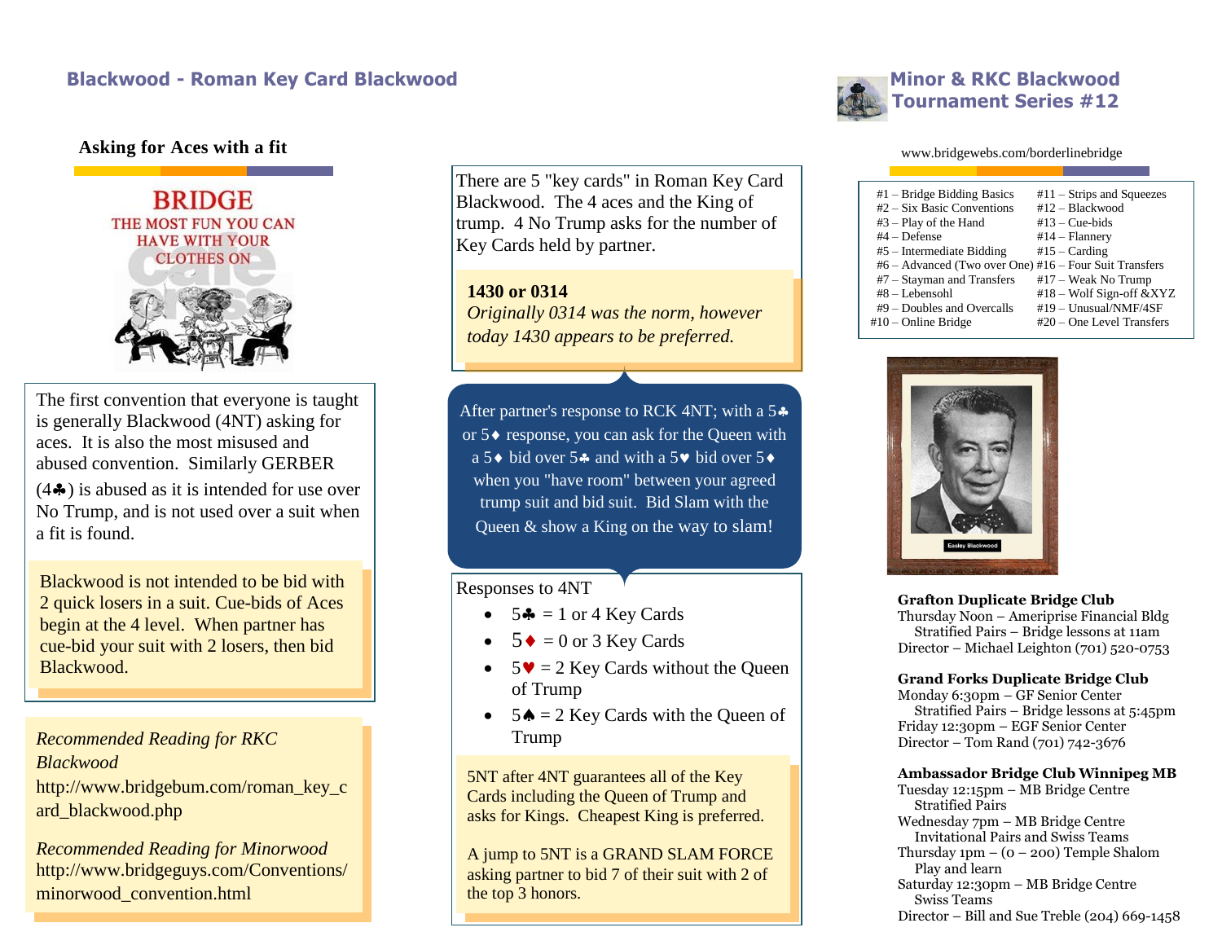# Blackwood - Roman Key Card Blackwood

## Asking for Aces with a fit

BRIDGE
THE MOST FUN YOU CAN HAVE WITH YOUR CLOTHES ON

The first convention that everyone is taught is generally Blackwood (4NT) asking for aces. It is also the most misused and abused convention. Similarly GERBER (4♣) is abused as it is intended for use over No Trump, and is not used over a suit when a fit is found.

Blackwood is not intended to be bid with 2 quick losers in a suit. Cue-bids of Aces begin at the 4 level. When partner has cue-bid your suit with 2 losers, then bid Blackwood.

*Recommended Reading for RKC Blackwood*
http://www.bridgebum.com/roman_key_card_blackwood.php

*Recommended Reading for Minorwood*
http://www.bridgeguys.com/Conventions/minorwood_convention.html

There are 5 "key cards" in Roman Key Card Blackwood. The 4 aces and the King of trump. 4 No Trump asks for the number of Key Cards held by partner.

**1430 or 0314**
*Originally 0314 was the norm, however today 1430 appears to be preferred.*

After partner's response to RCK 4NT; with a 5♣ or 5♦ response, you can ask for the Queen with a 5♦ bid over 5♣ and with a 5♥ bid over 5♦ when you "have room" between your agreed trump suit and bid suit. Bid Slam with the Queen & show a King on the way to slam!

Responses to 4NT

- 5♣ = 1 or 4 Key Cards
- 5♦ = 0 or 3 Key Cards
- 5♥ = 2 Key Cards without the Queen of Trump
- 5♠ = 2 Key Cards with the Queen of Trump

5NT after 4NT guarantees all of the Key Cards including the Queen of Trump and asks for Kings. Cheapest King is preferred.

A jump to 5NT is a GRAND SLAM FORCE asking partner to bid 7 of their suit with 2 of the top 3 honors.

# Minor & RKC Blackwood Tournament Series #12

www.bridgewebs.com/borderlinebridge

| | |
|---|---|
| #1 – Bridge Bidding Basics | #11 – Strips and Squeezes |
| #2 – Six Basic Conventions | #12 – Blackwood |
| #3 – Play of the Hand | #13 – Cue-bids |
| #4 – Defense | #14 – Flannery |
| #5 – Intermediate Bidding | #15 – Carding |
| #6 – Advanced (Two over One) | #16 – Four Suit Transfers |
| #7 – Stayman and Transfers | #17 – Weak No Trump |
| #8 – Lebensohl | #18 – Wolf Sign-off &XYZ |
| #9 – Doubles and Overcalls | #19 – Unusual/NMF/4SF |
| #10 – Online Bridge | #20 – One Level Transfers |

Easley Blackwood

**Grafton Duplicate Bridge Club**
Thursday Noon – Ameriprise Financial Bldg
Stratified Pairs – Bridge lessons at 11am
Director – Michael Leighton (701) 520-0753

**Grand Forks Duplicate Bridge Club**
Monday 6:30pm – GF Senior Center
Stratified Pairs – Bridge lessons at 5:45pm
Friday 12:30pm – EGF Senior Center
Director – Tom Rand (701) 742-3676

**Ambassador Bridge Club Winnipeg MB**
Tuesday 12:15pm – MB Bridge Centre
Stratified Pairs
Wednesday 7pm – MB Bridge Centre
Invitational Pairs and Swiss Teams
Thursday 1pm – (0 – 200) Temple Shalom
Play and learn
Saturday 12:30pm – MB Bridge Centre
Swiss Teams
Director – Bill and Sue Treble (204) 669-1458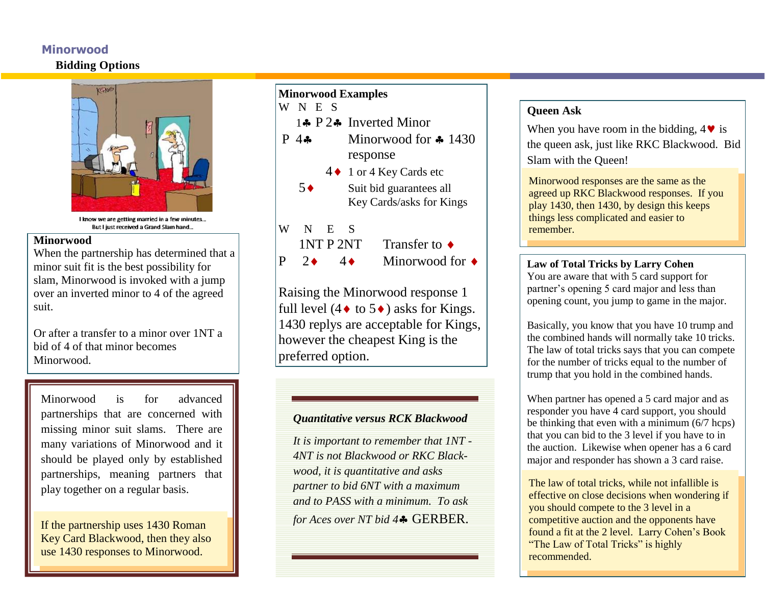# Minorwood

## Bidding Options

I know we are getting married in a few minutes...
But I just received a Grand Slam hand...

### Minorwood

When the partnership has determined that a minor suit fit is the best possibility for slam, Minorwood is invoked with a jump over an inverted minor to 4 of the agreed suit.

Or after a transfer to a minor over 1NT a bid of 4 of that minor becomes Minorwood.

Minorwood is for advanced partnerships that are concerned with missing minor suit slams. There are many variations of Minorwood and it should be played only by established partnerships, meaning partners that play together on a regular basis.

If the partnership uses 1430 Roman Key Card Blackwood, then they also use 1430 responses to Minorwood.

### Minorwood Examples

| W | N | E | S | |
|---|---|---|---|---|
| | 1♣ | P | 2♣ | Inverted Minor |
| P | 4♣ | | | Minorwood for ♣ 1430 response |
| | | | 4♦ | 1 or 4 Key Cards etc |
| | 5♦ | | | Suit bid guarantees all Key Cards/asks for Kings |

| W | N | E | S | |
|---|---|---|---|---|
| | 1NT | P | 2NT | Transfer to ♦ |
| P | 2♦ | | 4♦ | Minorwood for ♦ |

Raising the Minorwood response 1 full level (4♦ to 5♦) asks for Kings. 1430 replys are acceptable for Kings, however the cheapest King is the preferred option.

***Quantitative versus RCK Blackwood***

*It is important to remember that 1NT - 4NT is not Blackwood or RKC Black-wood, it is quantitative and asks partner to bid 6NT with a maximum and to PASS with a minimum. To ask for Aces over NT bid 4♣* GERBER.

### Queen Ask

When you have room in the bidding, 4♥ is the queen ask, just like RKC Blackwood. Bid Slam with the Queen!

Minorwood responses are the same as the agreed up RKC Blackwood responses. If you play 1430, then 1430, by design this keeps things less complicated and easier to remember.

### Law of Total Tricks by Larry Cohen

You are aware that with 5 card support for partner's opening 5 card major and less than opening count, you jump to game in the major.

Basically, you know that you have 10 trump and the combined hands will normally take 10 tricks. The law of total tricks says that you can compete for the number of tricks equal to the number of trump that you hold in the combined hands.

When partner has opened a 5 card major and as responder you have 4 card support, you should be thinking that even with a minimum (6/7 hcps) that you can bid to the 3 level if you have to in the auction. Likewise when opener has a 6 card major and responder has shown a 3 card raise.

The law of total tricks, while not infallible is effective on close decisions when wondering if you should compete to the 3 level in a competitive auction and the opponents have found a fit at the 2 level. Larry Cohen's Book "The Law of Total Tricks" is highly recommended.